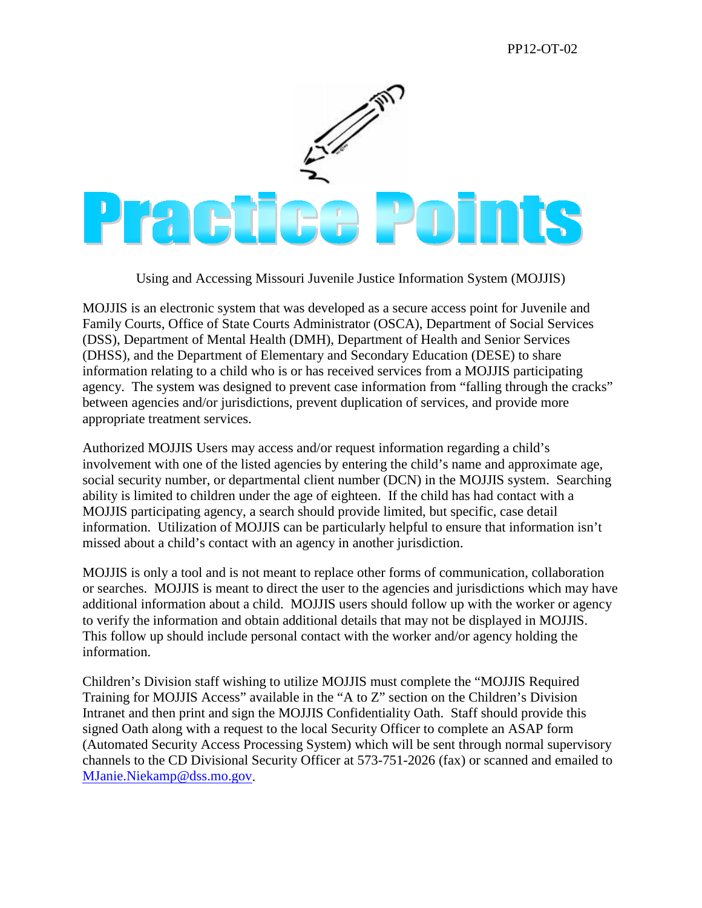PP12-OT-02

# Practice Points

Using and Accessing Missouri Juvenile Justice Information System (MOJJIS)

MOJJIS is an electronic system that was developed as a secure access point for Juvenile and Family Courts, Office of State Courts Administrator (OSCA), Department of Social Services (DSS), Department of Mental Health (DMH), Department of Health and Senior Services (DHSS), and the Department of Elementary and Secondary Education (DESE) to share information relating to a child who is or has received services from a MOJJIS participating agency. The system was designed to prevent case information from "falling through the cracks" between agencies and/or jurisdictions, prevent duplication of services, and provide more appropriate treatment services.

Authorized MOJJIS Users may access and/or request information regarding a child's involvement with one of the listed agencies by entering the child's name and approximate age, social security number, or departmental client number (DCN) in the MOJJIS system. Searching ability is limited to children under the age of eighteen. If the child has had contact with a MOJJIS participating agency, a search should provide limited, but specific, case detail information. Utilization of MOJJIS can be particularly helpful to ensure that information isn't missed about a child's contact with an agency in another jurisdiction.

MOJJIS is only a tool and is not meant to replace other forms of communication, collaboration or searches. MOJJIS is meant to direct the user to the agencies and jurisdictions which may have additional information about a child. MOJJIS users should follow up with the worker or agency to verify the information and obtain additional details that may not be displayed in MOJJIS. This follow up should include personal contact with the worker and/or agency holding the information.

Children's Division staff wishing to utilize MOJJIS must complete the "MOJJIS Required Training for MOJJIS Access" available in the "A to Z" section on the Children's Division Intranet and then print and sign the MOJJIS Confidentiality Oath. Staff should provide this signed Oath along with a request to the local Security Officer to complete an ASAP form (Automated Security Access Processing System) which will be sent through normal supervisory channels to the CD Divisional Security Officer at 573-751-2026 (fax) or scanned and emailed to MJanie.Niekamp@dss.mo.gov.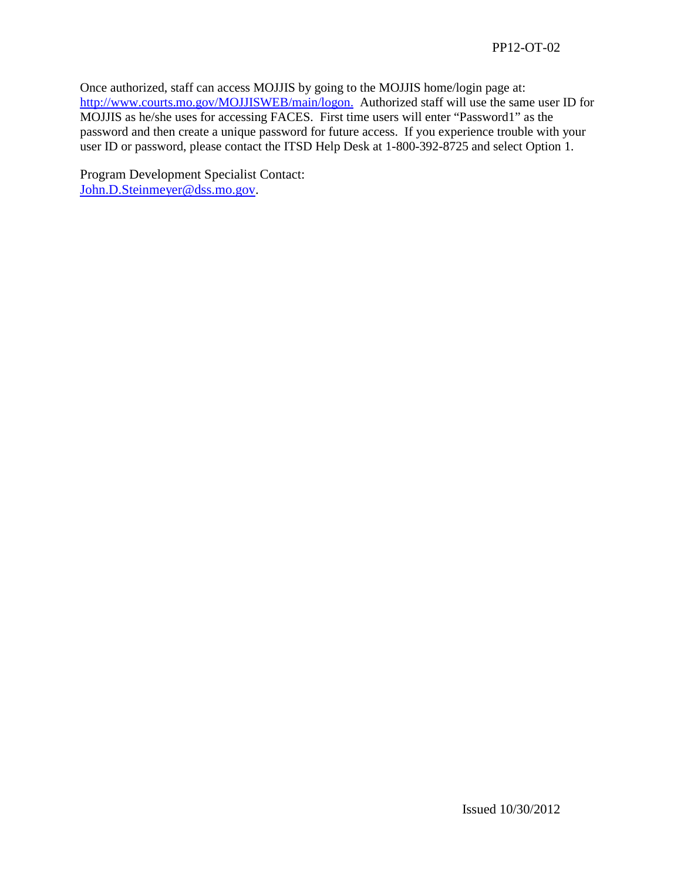Once authorized, staff can access MOJJIS by going to the MOJJIS home/login page at: http://www.courts.mo.gov/MOJJISWEB/main/logon. Authorized staff will use the same user ID for MOJJIS as he/she uses for accessing FACES. First time users will enter "Password1" as the password and then create a unique password for future access. If you experience trouble with your user ID or password, please contact the ITSD Help Desk at 1-800-392-8725 and select Option 1.

Program Development Specialist Contact:
John.D.Steinmeyer@dss.mo.gov.